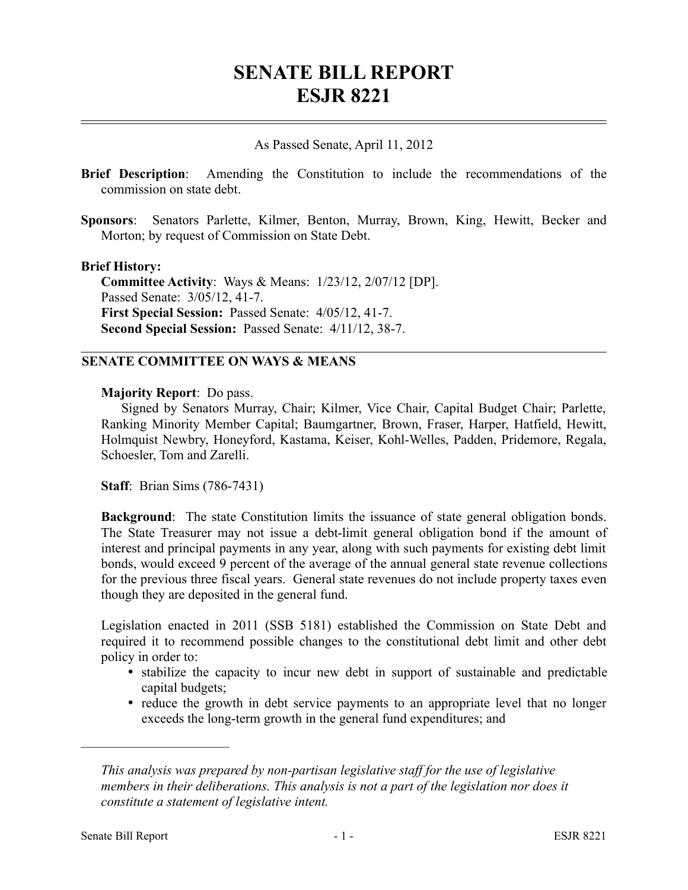# SENATE BILL REPORT
# ESJR 8221

As Passed Senate, April 11, 2012

**Brief Description**: Amending the Constitution to include the recommendations of the commission on state debt.

**Sponsors**: Senators Parlette, Kilmer, Benton, Murray, Brown, King, Hewitt, Becker and Morton; by request of Commission on State Debt.

**Brief History:**

**Committee Activity**: Ways & Means: 1/23/12, 2/07/12 [DP].
Passed Senate: 3/05/12, 41-7.
**First Special Session:** Passed Senate: 4/05/12, 41-7.
**Second Special Session:** Passed Senate: 4/11/12, 38-7.

## SENATE COMMITTEE ON WAYS & MEANS

**Majority Report**: Do pass.
Signed by Senators Murray, Chair; Kilmer, Vice Chair, Capital Budget Chair; Parlette, Ranking Minority Member Capital; Baumgartner, Brown, Fraser, Harper, Hatfield, Hewitt, Holmquist Newbry, Honeyford, Kastama, Keiser, Kohl-Welles, Padden, Pridemore, Regala, Schoesler, Tom and Zarelli.

**Staff**: Brian Sims (786-7431)

**Background**: The state Constitution limits the issuance of state general obligation bonds. The State Treasurer may not issue a debt-limit general obligation bond if the amount of interest and principal payments in any year, along with such payments for existing debt limit bonds, would exceed 9 percent of the average of the annual general state revenue collections for the previous three fiscal years. General state revenues do not include property taxes even though they are deposited in the general fund.

Legislation enacted in 2011 (SSB 5181) established the Commission on State Debt and required it to recommend possible changes to the constitutional debt limit and other debt policy in order to:

- stabilize the capacity to incur new debt in support of sustainable and predictable capital budgets;
- reduce the growth in debt service payments to an appropriate level that no longer exceeds the long-term growth in the general fund expenditures; and

*This analysis was prepared by non-partisan legislative staff for the use of legislative members in their deliberations. This analysis is not a part of the legislation nor does it constitute a statement of legislative intent.*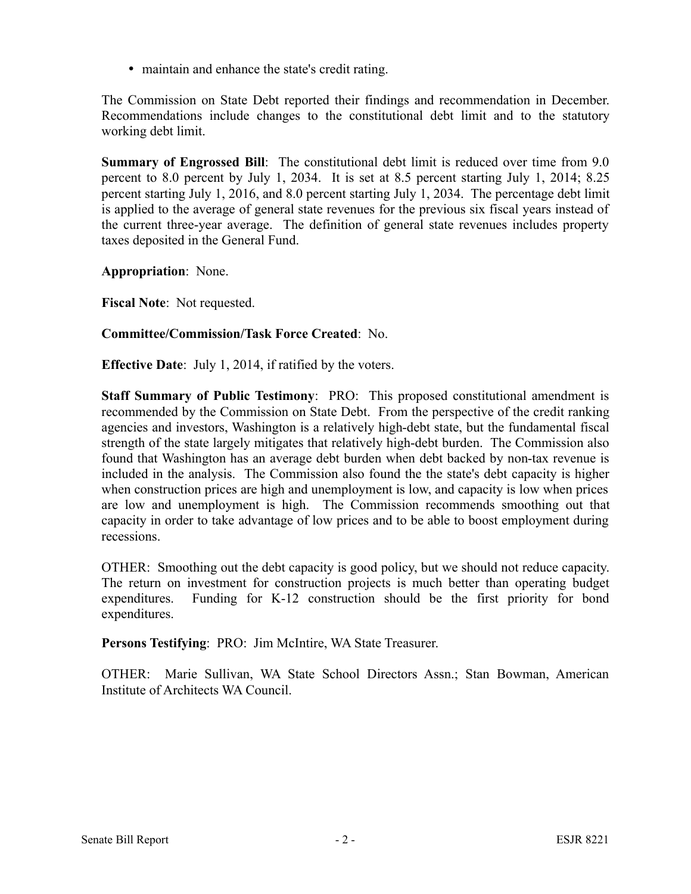- maintain and enhance the state's credit rating.

The Commission on State Debt reported their findings and recommendation in December. Recommendations include changes to the constitutional debt limit and to the statutory working debt limit.

**Summary of Engrossed Bill**: The constitutional debt limit is reduced over time from 9.0 percent to 8.0 percent by July 1, 2034. It is set at 8.5 percent starting July 1, 2014; 8.25 percent starting July 1, 2016, and 8.0 percent starting July 1, 2034. The percentage debt limit is applied to the average of general state revenues for the previous six fiscal years instead of the current three-year average. The definition of general state revenues includes property taxes deposited in the General Fund.

**Appropriation**: None.

**Fiscal Note**: Not requested.

**Committee/Commission/Task Force Created**: No.

**Effective Date**: July 1, 2014, if ratified by the voters.

**Staff Summary of Public Testimony**: PRO: This proposed constitutional amendment is recommended by the Commission on State Debt. From the perspective of the credit ranking agencies and investors, Washington is a relatively high-debt state, but the fundamental fiscal strength of the state largely mitigates that relatively high-debt burden. The Commission also found that Washington has an average debt burden when debt backed by non-tax revenue is included in the analysis. The Commission also found the the state's debt capacity is higher when construction prices are high and unemployment is low, and capacity is low when prices are low and unemployment is high. The Commission recommends smoothing out that capacity in order to take advantage of low prices and to be able to boost employment during recessions.

OTHER: Smoothing out the debt capacity is good policy, but we should not reduce capacity. The return on investment for construction projects is much better than operating budget expenditures. Funding for K-12 construction should be the first priority for bond expenditures.

**Persons Testifying**: PRO: Jim McIntire, WA State Treasurer.

OTHER: Marie Sullivan, WA State School Directors Assn.; Stan Bowman, American Institute of Architects WA Council.